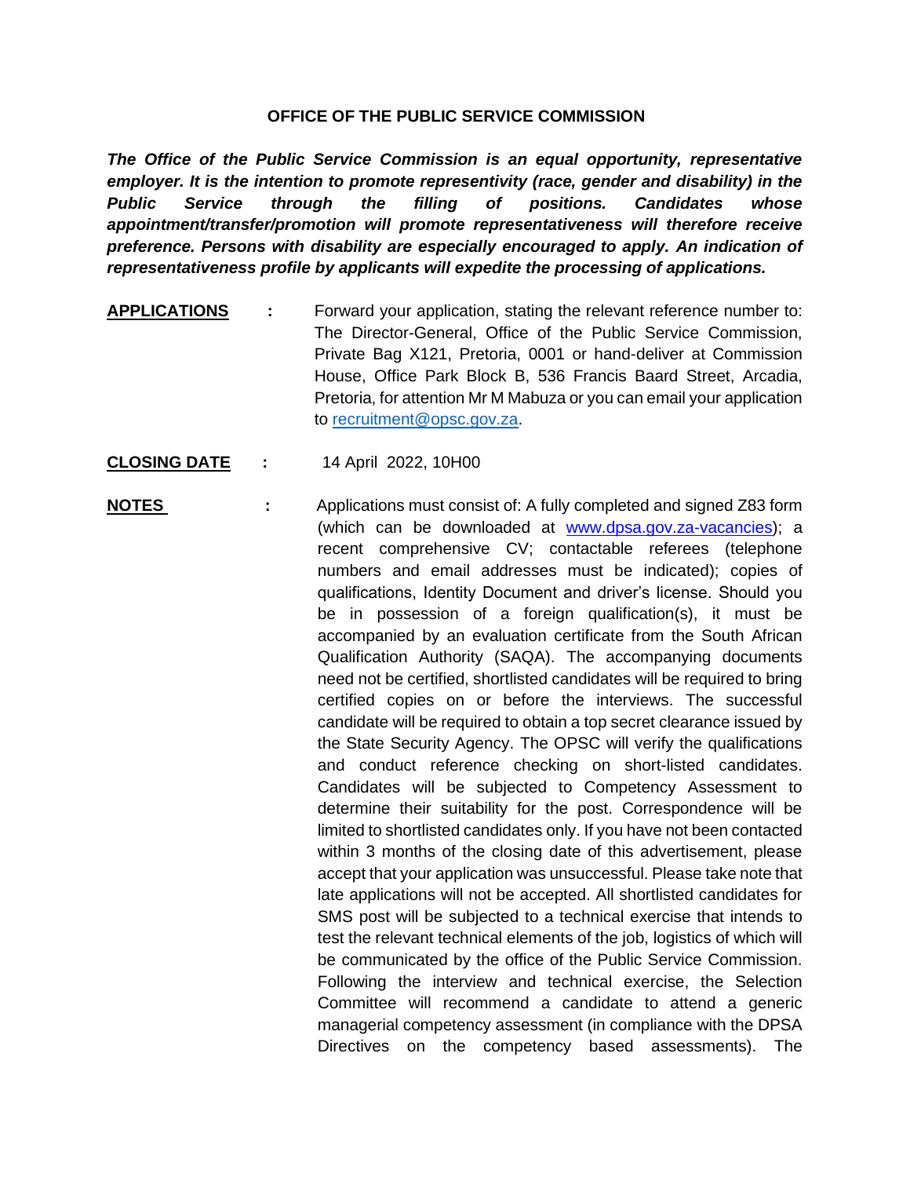**OFFICE OF THE PUBLIC SERVICE COMMISSION**

***The Office of the Public Service Commission is an equal opportunity, representative employer. It is the intention to promote representivity (race, gender and disability) in the Public Service through the filling of positions. Candidates whose appointment/transfer/promotion will promote representativeness will therefore receive preference. Persons with disability are especially encouraged to apply. An indication of representativeness profile by applicants will expedite the processing of applications.***

**APPLICATIONS** : Forward your application, stating the relevant reference number to: The Director-General, Office of the Public Service Commission, Private Bag X121, Pretoria, 0001 or hand-deliver at Commission House, Office Park Block B, 536 Francis Baard Street, Arcadia, Pretoria, for attention Mr M Mabuza or you can email your application to recruitment@opsc.gov.za.

**CLOSING DATE** : 14 April 2022, 10H00

**NOTES** : Applications must consist of: A fully completed and signed Z83 form (which can be downloaded at www.dpsa.gov.za-vacancies); a recent comprehensive CV; contactable referees (telephone numbers and email addresses must be indicated); copies of qualifications, Identity Document and driver's license. Should you be in possession of a foreign qualification(s), it must be accompanied by an evaluation certificate from the South African Qualification Authority (SAQA). The accompanying documents need not be certified, shortlisted candidates will be required to bring certified copies on or before the interviews. The successful candidate will be required to obtain a top secret clearance issued by the State Security Agency. The OPSC will verify the qualifications and conduct reference checking on short-listed candidates. Candidates will be subjected to Competency Assessment to determine their suitability for the post. Correspondence will be limited to shortlisted candidates only. If you have not been contacted within 3 months of the closing date of this advertisement, please accept that your application was unsuccessful. Please take note that late applications will not be accepted. All shortlisted candidates for SMS post will be subjected to a technical exercise that intends to test the relevant technical elements of the job, logistics of which will be communicated by the office of the Public Service Commission. Following the interview and technical exercise, the Selection Committee will recommend a candidate to attend a generic managerial competency assessment (in compliance with the DPSA Directives on the competency based assessments). The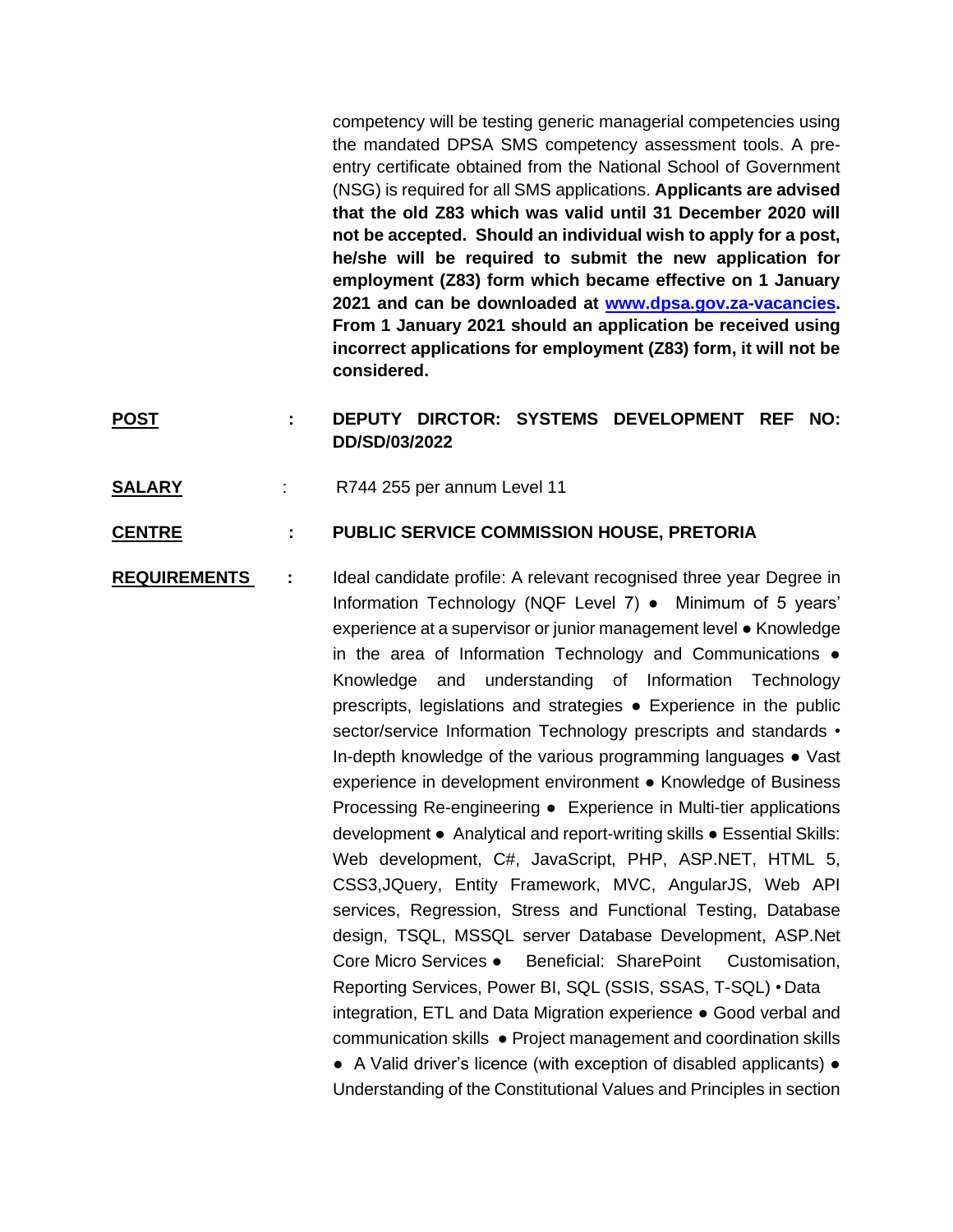competency will be testing generic managerial competencies using the mandated DPSA SMS competency assessment tools. A pre-entry certificate obtained from the National School of Government (NSG) is required for all SMS applications. **Applicants are advised that the old Z83 which was valid until 31 December 2020 will not be accepted. Should an individual wish to apply for a post, he/she will be required to submit the new application for employment (Z83) form which became effective on 1 January 2021 and can be downloaded at [www.dpsa.gov.za-vacancies](www.dpsa.gov.za-vacancies). From 1 January 2021 should an application be received using incorrect applications for employment (Z83) form, it will not be considered.**

**<u>POST</u>** : **DEPUTY DIRCTOR: SYSTEMS DEVELOPMENT REF NO: DD/SD/03/2022**

**<u>SALARY</u>** : R744 255 per annum Level 11

**<u>CENTRE</u>** : **PUBLIC SERVICE COMMISSION HOUSE, PRETORIA**

**<u>REQUIREMENTS</u>** : Ideal candidate profile: A relevant recognised three year Degree in Information Technology (NQF Level 7) ● Minimum of 5 years' experience at a supervisor or junior management level ● Knowledge in the area of Information Technology and Communications ● Knowledge and understanding of Information Technology prescripts, legislations and strategies ● Experience in the public sector/service Information Technology prescripts and standards • In-depth knowledge of the various programming languages ● Vast experience in development environment ● Knowledge of Business Processing Re-engineering ● Experience in Multi-tier applications development ● Analytical and report-writing skills ● Essential Skills: Web development, C#, JavaScript, PHP, ASP.NET, HTML 5, CSS3,JQuery, Entity Framework, MVC, AngularJS, Web API services, Regression, Stress and Functional Testing, Database design, TSQL, MSSQL server Database Development, ASP.Net Core Micro Services ● Beneficial: SharePoint Customisation, Reporting Services, Power BI, SQL (SSIS, SSAS, T-SQL) • Data integration, ETL and Data Migration experience ● Good verbal and communication skills ● Project management and coordination skills ● A Valid driver's licence (with exception of disabled applicants) ● Understanding of the Constitutional Values and Principles in section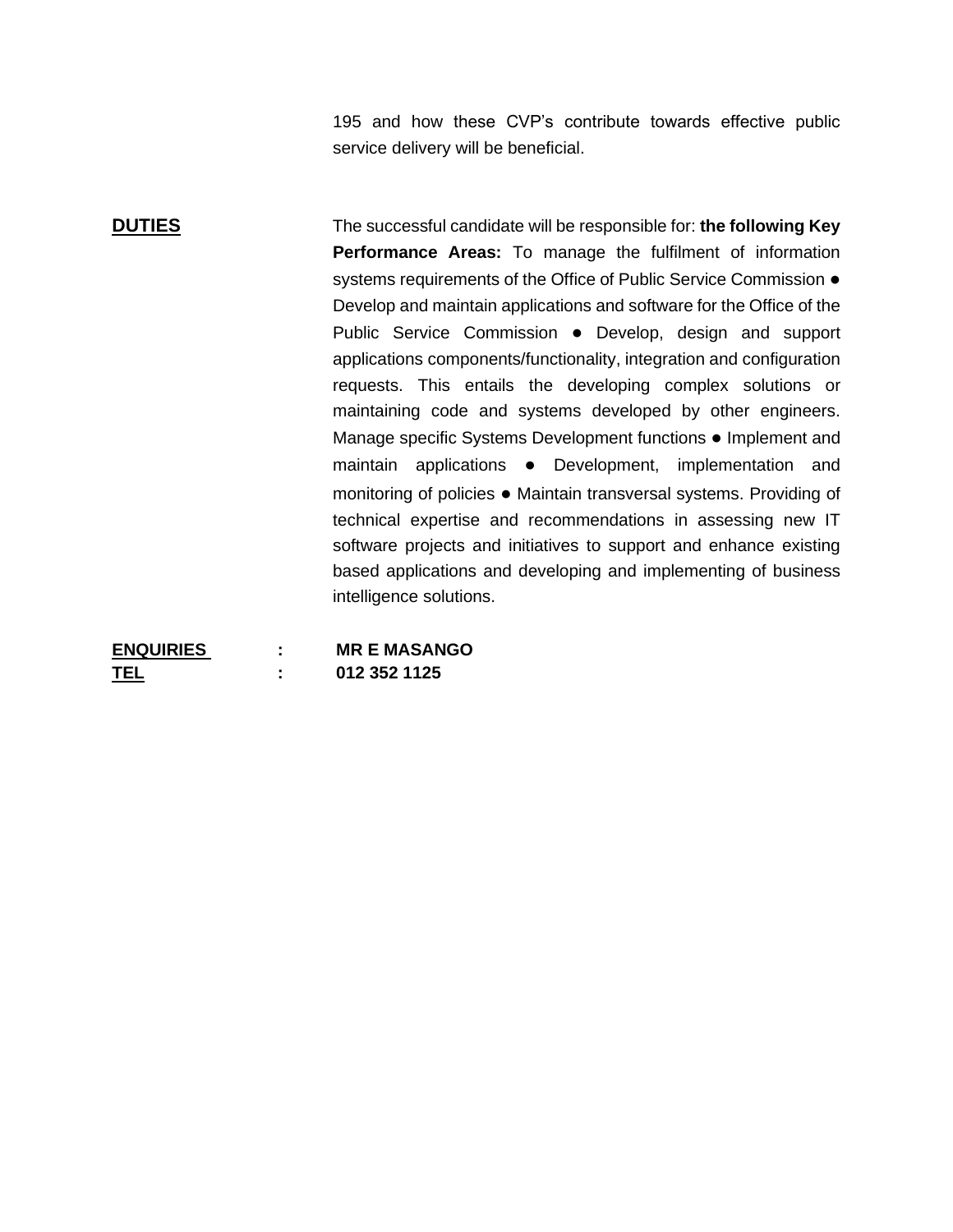195 and how these CVP's contribute towards effective public service delivery will be beneficial.

**DUTIES**

The successful candidate will be responsible for: **the following Key Performance Areas:** To manage the fulfilment of information systems requirements of the Office of Public Service Commission ● Develop and maintain applications and software for the Office of the Public Service Commission ● Develop, design and support applications components/functionality, integration and configuration requests. This entails the developing complex solutions or maintaining code and systems developed by other engineers. Manage specific Systems Development functions ● Implement and maintain applications ● Development, implementation and monitoring of policies ● Maintain transversal systems. Providing of technical expertise and recommendations in assessing new IT software projects and initiatives to support and enhance existing based applications and developing and implementing of business intelligence solutions.

**ENQUIRIES** : **MR E MASANGO**
**TEL** : **012 352 1125**